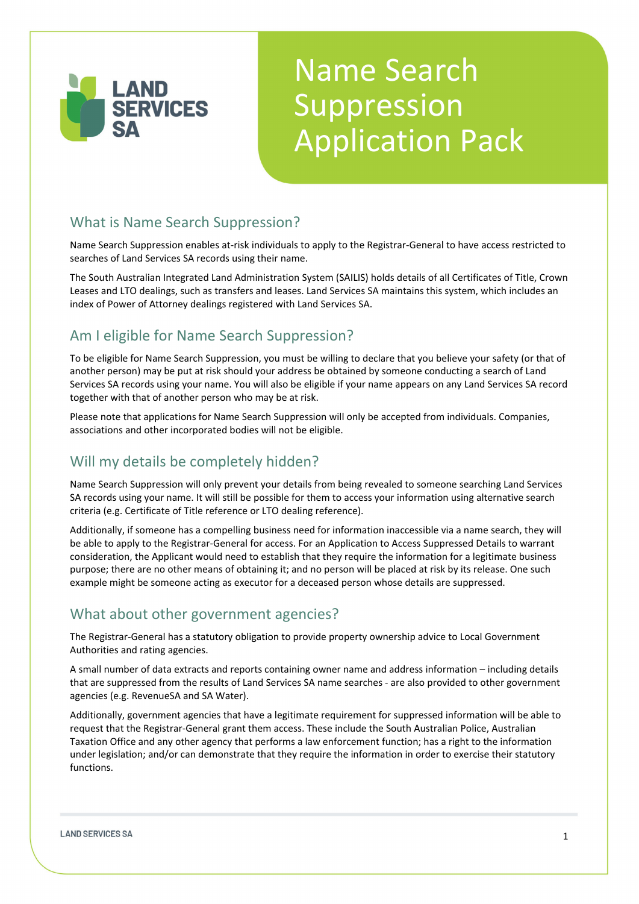# Name Search Suppression Application Pack

## What is Name Search Suppression?

Name Search Suppression enables at-risk individuals to apply to the Registrar-General to have access restricted to searches of Land Services SA records using their name.

The South Australian Integrated Land Administration System (SAILIS) holds details of all Certificates of Title, Crown Leases and LTO dealings, such as transfers and leases. Land Services SA maintains this system, which includes an index of Power of Attorney dealings registered with Land Services SA.

## Am I eligible for Name Search Suppression?

To be eligible for Name Search Suppression, you must be willing to declare that you believe your safety (or that of another person) may be put at risk should your address be obtained by someone conducting a search of Land Services SA records using your name. You will also be eligible if your name appears on any Land Services SA record together with that of another person who may be at risk.

Please note that applications for Name Search Suppression will only be accepted from individuals. Companies, associations and other incorporated bodies will not be eligible.

## Will my details be completely hidden?

Name Search Suppression will only prevent your details from being revealed to someone searching Land Services SA records using your name. It will still be possible for them to access your information using alternative search criteria (e.g. Certificate of Title reference or LTO dealing reference).

Additionally, if someone has a compelling business need for information inaccessible via a name search, they will be able to apply to the Registrar-General for access. For an Application to Access Suppressed Details to warrant consideration, the Applicant would need to establish that they require the information for a legitimate business purpose; there are no other means of obtaining it; and no person will be placed at risk by its release. One such example might be someone acting as executor for a deceased person whose details are suppressed.

## What about other government agencies?

The Registrar-General has a statutory obligation to provide property ownership advice to Local Government Authorities and rating agencies.

A small number of data extracts and reports containing owner name and address information – including details that are suppressed from the results of Land Services SA name searches - are also provided to other government agencies (e.g. RevenueSA and SA Water).

Additionally, government agencies that have a legitimate requirement for suppressed information will be able to request that the Registrar-General grant them access. These include the South Australian Police, Australian Taxation Office and any other agency that performs a law enforcement function; has a right to the information under legislation; and/or can demonstrate that they require the information in order to exercise their statutory functions.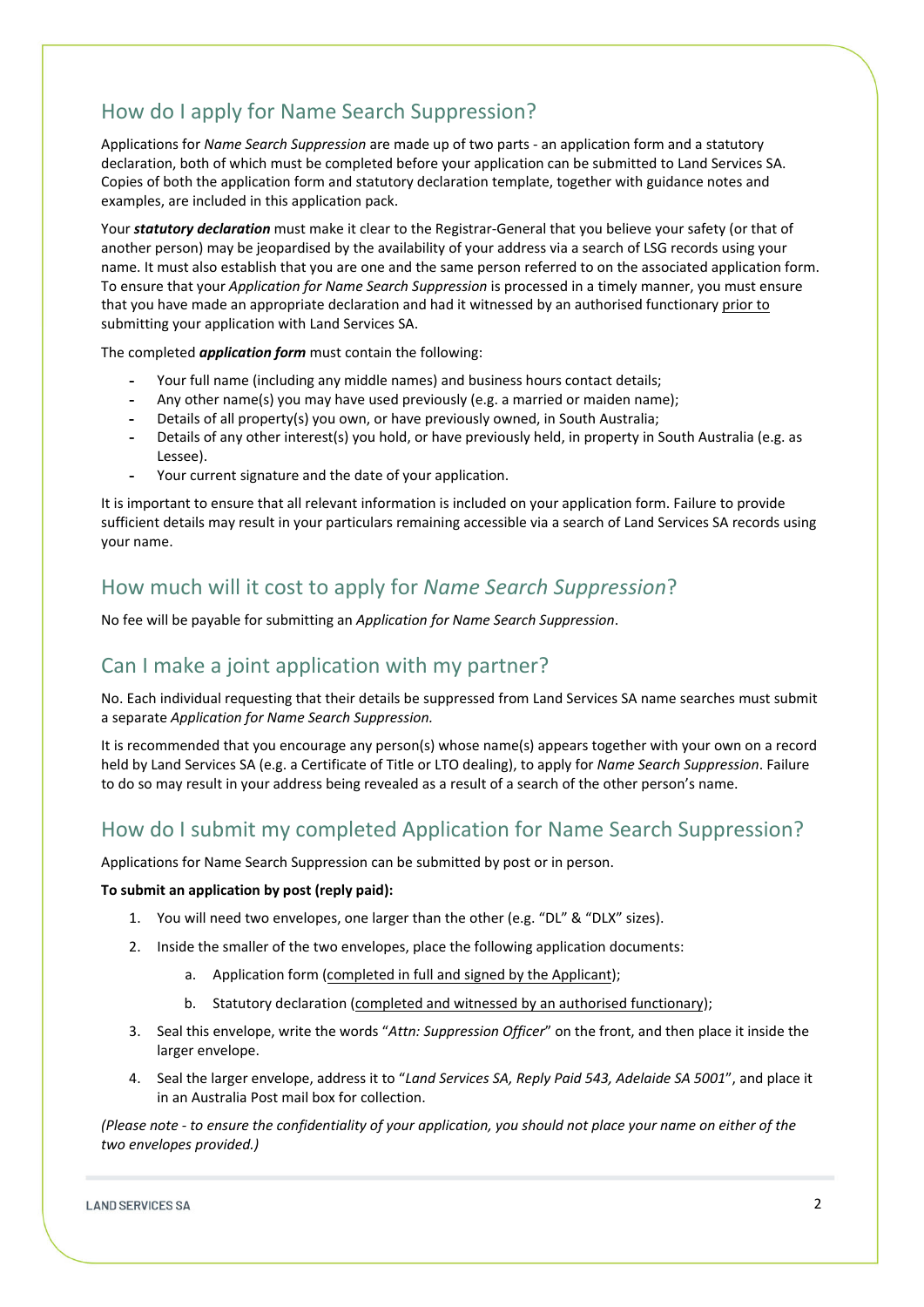## How do I apply for Name Search Suppression?

Applications for *Name Search Suppression* are made up of two parts - an application form and a statutory declaration, both of which must be completed before your application can be submitted to Land Services SA. Copies of both the application form and statutory declaration template, together with guidance notes and examples, are included in this application pack.

Your ***statutory declaration*** must make it clear to the Registrar-General that you believe your safety (or that of another person) may be jeopardised by the availability of your address via a search of LSG records using your name. It must also establish that you are one and the same person referred to on the associated application form. To ensure that your *Application for Name Search Suppression* is processed in a timely manner, you must ensure that you have made an appropriate declaration and had it witnessed by an authorised functionary prior to submitting your application with Land Services SA.

The completed ***application form*** must contain the following:

- Your full name (including any middle names) and business hours contact details;
- Any other name(s) you may have used previously (e.g. a married or maiden name);
- Details of all property(s) you own, or have previously owned, in South Australia;
- Details of any other interest(s) you hold, or have previously held, in property in South Australia (e.g. as Lessee).
- Your current signature and the date of your application.

It is important to ensure that all relevant information is included on your application form. Failure to provide sufficient details may result in your particulars remaining accessible via a search of Land Services SA records using your name.

## How much will it cost to apply for *Name Search Suppression*?

No fee will be payable for submitting an *Application for Name Search Suppression*.

## Can I make a joint application with my partner?

No. Each individual requesting that their details be suppressed from Land Services SA name searches must submit a separate *Application for Name Search Suppression.*

It is recommended that you encourage any person(s) whose name(s) appears together with your own on a record held by Land Services SA (e.g. a Certificate of Title or LTO dealing), to apply for *Name Search Suppression*. Failure to do so may result in your address being revealed as a result of a search of the other person's name.

## How do I submit my completed Application for Name Search Suppression?

Applications for Name Search Suppression can be submitted by post or in person.

**To submit an application by post (reply paid):**

1. You will need two envelopes, one larger than the other (e.g. "DL" & "DLX" sizes).
2. Inside the smaller of the two envelopes, place the following application documents:
   a. Application form (completed in full and signed by the Applicant);
   b. Statutory declaration (completed and witnessed by an authorised functionary);
3. Seal this envelope, write the words "*Attn: Suppression Officer*" on the front, and then place it inside the larger envelope.
4. Seal the larger envelope, address it to "*Land Services SA, Reply Paid 543, Adelaide SA 5001*", and place it in an Australia Post mail box for collection.

*(Please note - to ensure the confidentiality of your application, you should not place your name on either of the two envelopes provided.)*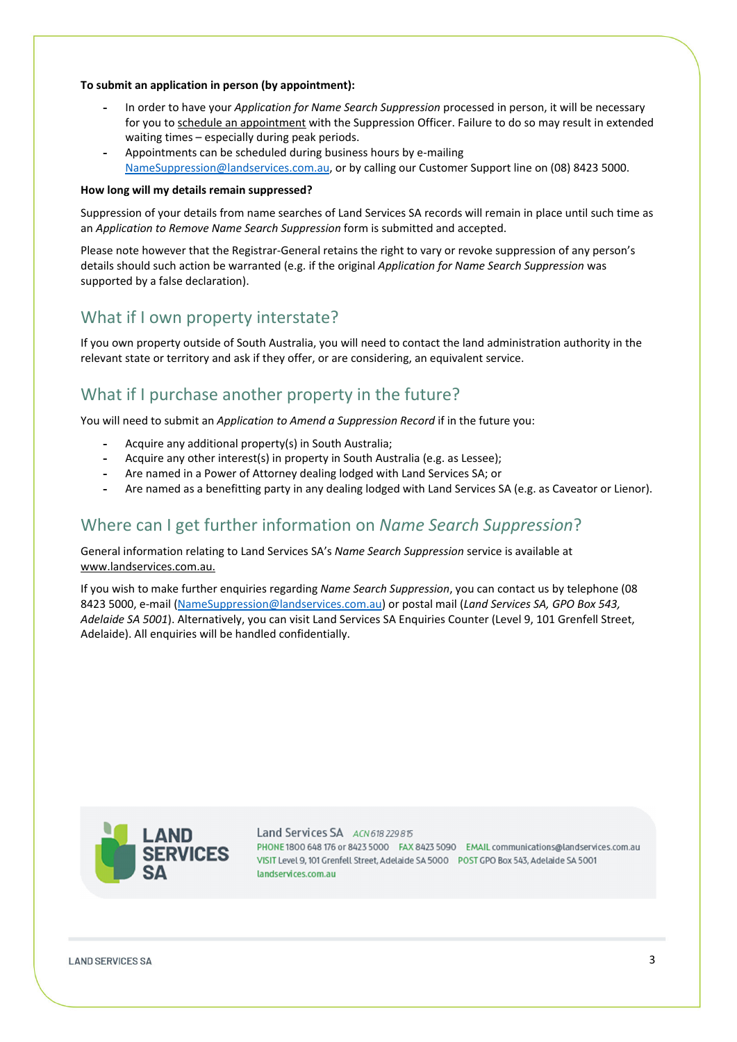**To submit an application in person (by appointment):**

- In order to have your *Application for Name Search Suppression* processed in person, it will be necessary for you to schedule an appointment with the Suppression Officer. Failure to do so may result in extended waiting times – especially during peak periods.
- Appointments can be scheduled during business hours by e-mailing NameSuppression@landservices.com.au, or by calling our Customer Support line on (08) 8423 5000.

**How long will my details remain suppressed?**

Suppression of your details from name searches of Land Services SA records will remain in place until such time as an *Application to Remove Name Search Suppression* form is submitted and accepted.

Please note however that the Registrar-General retains the right to vary or revoke suppression of any person's details should such action be warranted (e.g. if the original *Application for Name Search Suppression* was supported by a false declaration).

## What if I own property interstate?

If you own property outside of South Australia, you will need to contact the land administration authority in the relevant state or territory and ask if they offer, or are considering, an equivalent service.

## What if I purchase another property in the future?

You will need to submit an *Application to Amend a Suppression Record* if in the future you:

- Acquire any additional property(s) in South Australia;
- Acquire any other interest(s) in property in South Australia (e.g. as Lessee);
- Are named in a Power of Attorney dealing lodged with Land Services SA; or
- Are named as a benefitting party in any dealing lodged with Land Services SA (e.g. as Caveator or Lienor).

## Where can I get further information on *Name Search Suppression*?

General information relating to Land Services SA's *Name Search Suppression* service is available at www.landservices.com.au.

If you wish to make further enquiries regarding *Name Search Suppression*, you can contact us by telephone (08 8423 5000, e-mail (NameSuppression@landservices.com.au) or postal mail (*Land Services SA, GPO Box 543, Adelaide SA 5001*). Alternatively, you can visit Land Services SA Enquiries Counter (Level 9, 101 Grenfell Street, Adelaide). All enquiries will be handled confidentially.

LAND SERVICES SA

Land Services SA ACN 618 229 815
PHONE 1800 648 176 or 8423 5000 FAX 8423 5090 EMAIL communications@landservices.com.au
VISIT Level 9, 101 Grenfell Street, Adelaide SA 5000 POST GPO Box 543, Adelaide SA 5001
landservices.com.au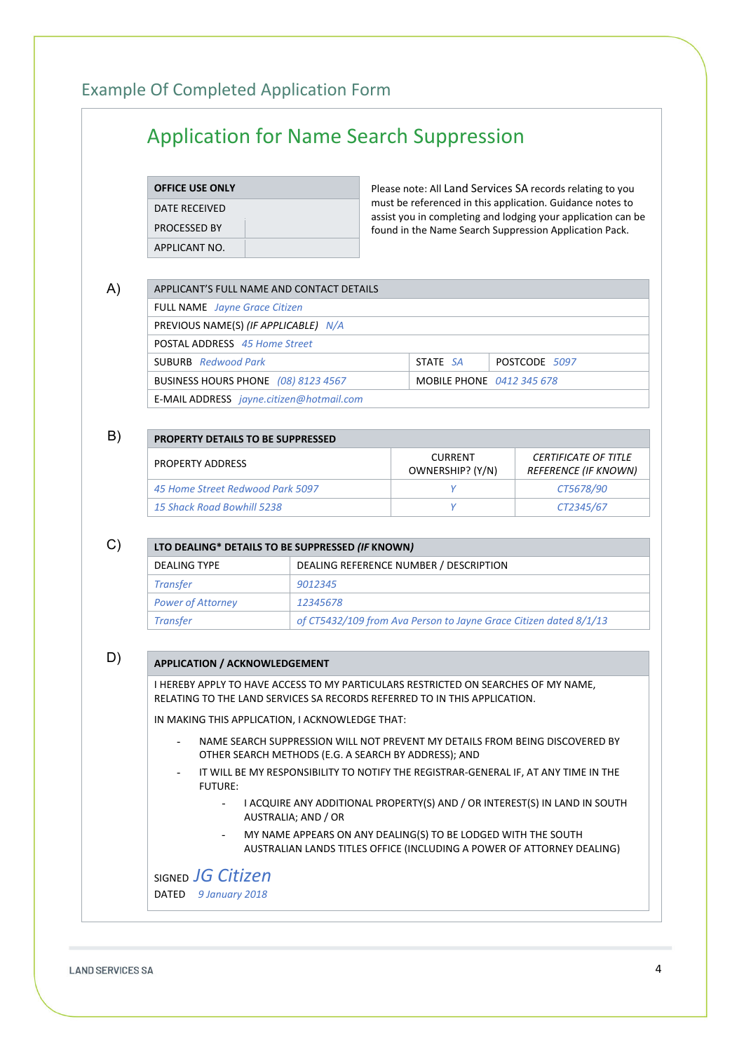## Example Of Completed Application Form

# Application for Name Search Suppression

| OFFICE USE ONLY | |
|---|---|
| DATE RECEIVED | |
| PROCESSED BY | |
| APPLICANT NO. | |

Please note: All Land Services SA records relating to you must be referenced in this application. Guidance notes to assist you in completing and lodging your application can be found in the Name Search Suppression Application Pack.

A)

| APPLICANT'S FULL NAME AND CONTACT DETAILS | | |
|---|---|---|
| FULL NAME *Jayne Grace Citizen* | | |
| PREVIOUS NAME(S) *(IF APPLICABLE)* *N/A* | | |
| POSTAL ADDRESS *45 Home Street* | | |
| SUBURB *Redwood Park* | STATE *SA* | POSTCODE *5097* |
| BUSINESS HOURS PHONE *(08) 8123 4567* | MOBILE PHONE *0412 345 678* | |
| E-MAIL ADDRESS *jayne.citizen@hotmail.com* | | |

B)

| **PROPERTY DETAILS TO BE SUPPRESSED** | | |
|---|---|---|
| PROPERTY ADDRESS | CURRENT OWNERSHIP? (Y/N) | *CERTIFICATE OF TITLE REFERENCE (IF KNOWN)* |
| *45 Home Street Redwood Park 5097* | *Y* | *CT5678/90* |
| *15 Shack Road Bowhill 5238* | *Y* | *CT2345/67* |

C)

| **LTO DEALING\* DETAILS TO BE SUPPRESSED *(IF KNOWN)*** | |
|---|---|
| DEALING TYPE | DEALING REFERENCE NUMBER / DESCRIPTION |
| *Transfer* | *9012345* |
| *Power of Attorney* | *12345678* |
| *Transfer* | *of CT5432/109 from Ava Person to Jayne Grace Citizen dated 8/1/13* |

D)

**APPLICATION / ACKNOWLEDGEMENT**

I HEREBY APPLY TO HAVE ACCESS TO MY PARTICULARS RESTRICTED ON SEARCHES OF MY NAME, RELATING TO THE LAND SERVICES SA RECORDS REFERRED TO IN THIS APPLICATION.

IN MAKING THIS APPLICATION, I ACKNOWLEDGE THAT:

- NAME SEARCH SUPPRESSION WILL NOT PREVENT MY DETAILS FROM BEING DISCOVERED BY OTHER SEARCH METHODS (E.G. A SEARCH BY ADDRESS); AND
- IT WILL BE MY RESPONSIBILITY TO NOTIFY THE REGISTRAR-GENERAL IF, AT ANY TIME IN THE FUTURE:
  - I ACQUIRE ANY ADDITIONAL PROPERTY(S) AND / OR INTEREST(S) IN LAND IN SOUTH AUSTRALIA; AND / OR
  - MY NAME APPEARS ON ANY DEALING(S) TO BE LODGED WITH THE SOUTH AUSTRALIAN LANDS TITLES OFFICE (INCLUDING A POWER OF ATTORNEY DEALING)

SIGNED *JG Citizen*

DATED *9 January 2018*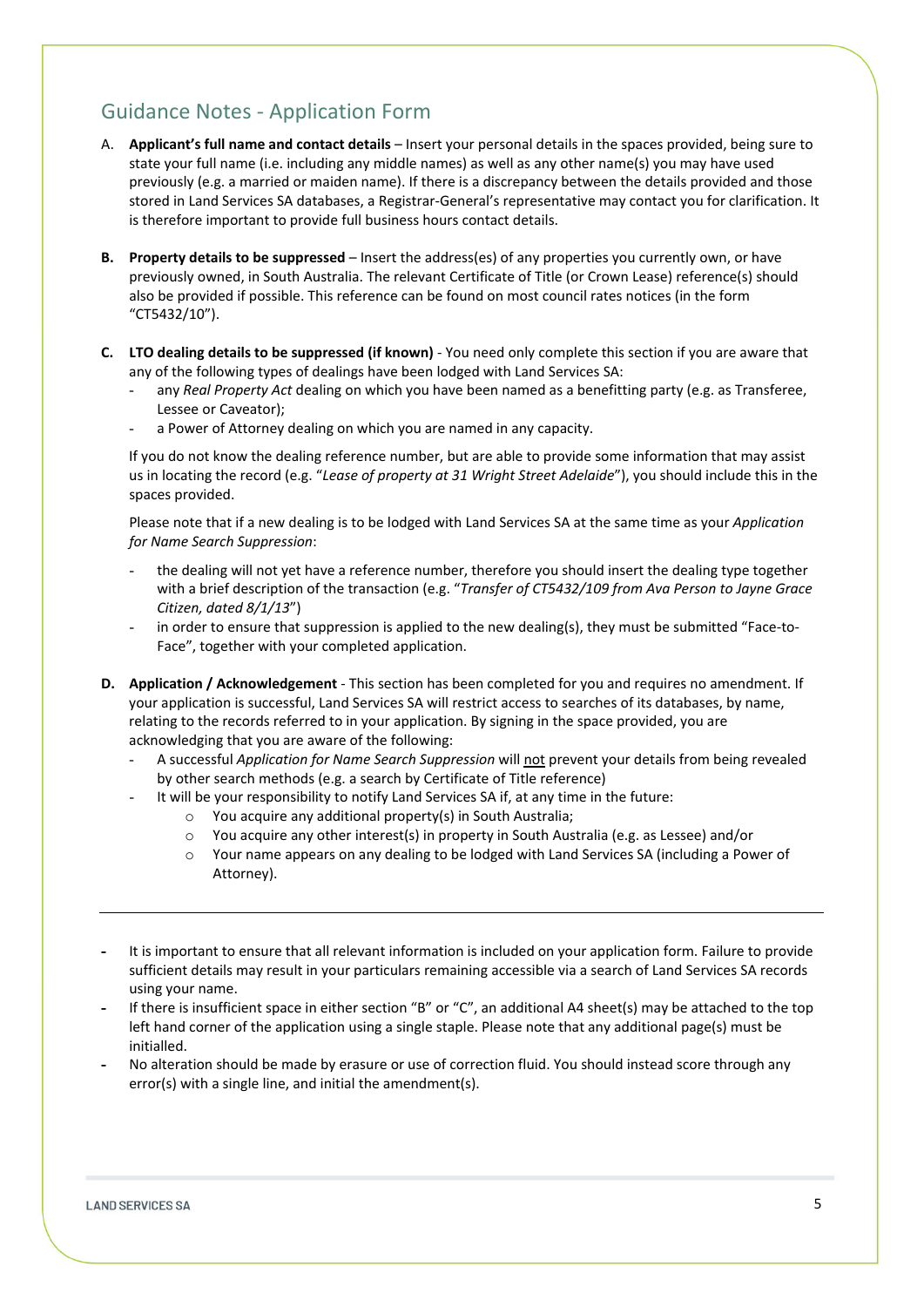## Guidance Notes - Application Form

A. **Applicant's full name and contact details** – Insert your personal details in the spaces provided, being sure to state your full name (i.e. including any middle names) as well as any other name(s) you may have used previously (e.g. a married or maiden name). If there is a discrepancy between the details provided and those stored in Land Services SA databases, a Registrar-General's representative may contact you for clarification. It is therefore important to provide full business hours contact details.

**B. Property details to be suppressed** – Insert the address(es) of any properties you currently own, or have previously owned, in South Australia. The relevant Certificate of Title (or Crown Lease) reference(s) should also be provided if possible. This reference can be found on most council rates notices (in the form "CT5432/10").

**C. LTO dealing details to be suppressed (if known)** - You need only complete this section if you are aware that any of the following types of dealings have been lodged with Land Services SA:

- any *Real Property Act* dealing on which you have been named as a benefitting party (e.g. as Transferee, Lessee or Caveator);
- a Power of Attorney dealing on which you are named in any capacity.

If you do not know the dealing reference number, but are able to provide some information that may assist us in locating the record (e.g. "*Lease of property at 31 Wright Street Adelaide*"), you should include this in the spaces provided.

Please note that if a new dealing is to be lodged with Land Services SA at the same time as your *Application for Name Search Suppression*:

- the dealing will not yet have a reference number, therefore you should insert the dealing type together with a brief description of the transaction (e.g. "*Transfer of CT5432/109 from Ava Person to Jayne Grace Citizen, dated 8/1/13*")
- in order to ensure that suppression is applied to the new dealing(s), they must be submitted "Face-to-Face", together with your completed application.

**D. Application / Acknowledgement** - This section has been completed for you and requires no amendment. If your application is successful, Land Services SA will restrict access to searches of its databases, by name, relating to the records referred to in your application. By signing in the space provided, you are acknowledging that you are aware of the following:

- A successful *Application for Name Search Suppression* will <u>not</u> prevent your details from being revealed by other search methods (e.g. a search by Certificate of Title reference)
- It will be your responsibility to notify Land Services SA if, at any time in the future:
  - You acquire any additional property(s) in South Australia;
  - You acquire any other interest(s) in property in South Australia (e.g. as Lessee) and/or
  - Your name appears on any dealing to be lodged with Land Services SA (including a Power of Attorney).

---

- It is important to ensure that all relevant information is included on your application form. Failure to provide sufficient details may result in your particulars remaining accessible via a search of Land Services SA records using your name.
- If there is insufficient space in either section "B" or "C", an additional A4 sheet(s) may be attached to the top left hand corner of the application using a single staple. Please note that any additional page(s) must be initialled.
- No alteration should be made by erasure or use of correction fluid. You should instead score through any error(s) with a single line, and initial the amendment(s).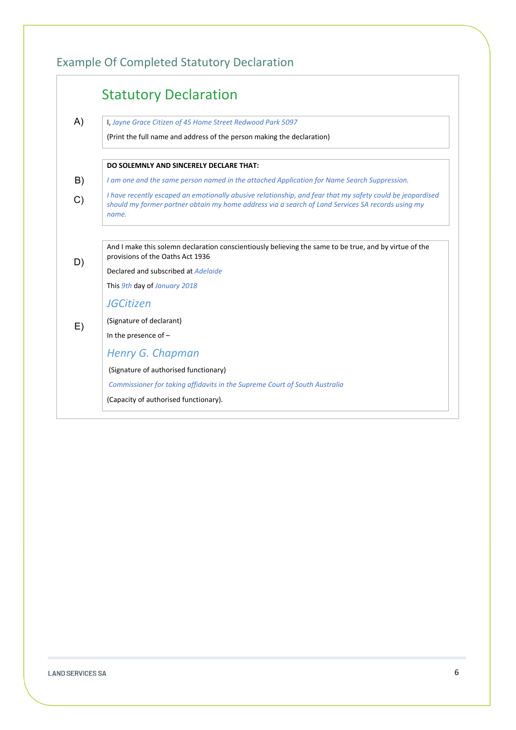## Example Of Completed Statutory Declaration

### Statutory Declaration

A) I, *Jayne Grace Citizen of 45 Home Street Redwood Park 5097*

(Print the full name and address of the person making the declaration)

**DO SOLEMNLY AND SINCERELY DECLARE THAT:**

B) *I am one and the same person named in the attached Application for Name Search Suppression.*

C) *I have recently escaped an emotionally abusive relationship, and fear that my safety could be jeopardised should my former partner obtain my home address via a search of Land Services SA records using my name.*

D) And I make this solemn declaration conscientiously believing the same to be true, and by virtue of the provisions of the Oaths Act 1936

Declared and subscribed at *Adelaide*

This *9th* day of *January 2018*

E) *JGCitizen*

(Signature of declarant)

In the presence of –

*Henry G. Chapman*

(Signature of authorised functionary)

*Commissioner for taking affidavits in the Supreme Court of South Australia*

(Capacity of authorised functionary).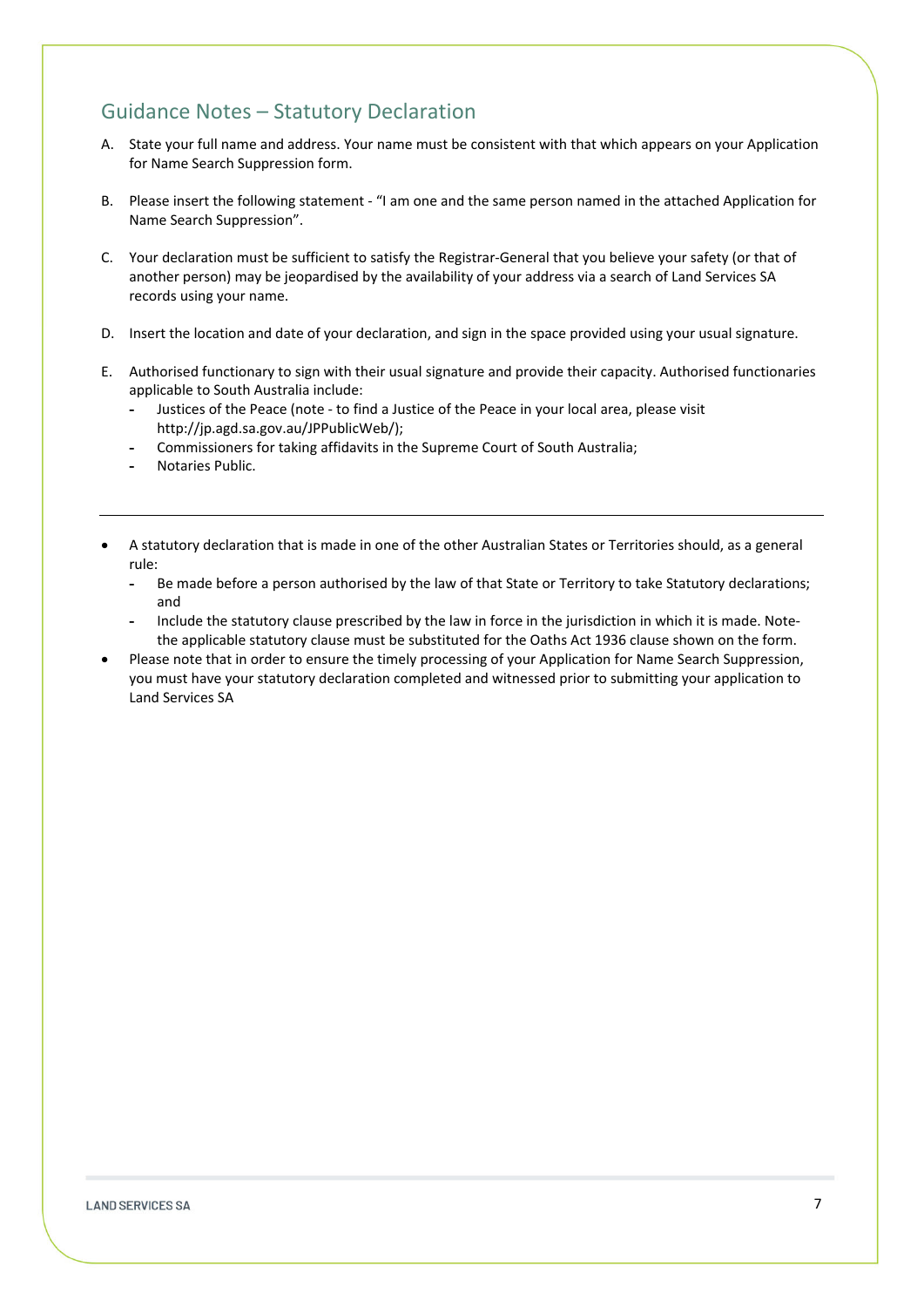## Guidance Notes – Statutory Declaration

A. State your full name and address. Your name must be consistent with that which appears on your Application for Name Search Suppression form.

B. Please insert the following statement - "I am one and the same person named in the attached Application for Name Search Suppression".

C. Your declaration must be sufficient to satisfy the Registrar-General that you believe your safety (or that of another person) may be jeopardised by the availability of your address via a search of Land Services SA records using your name.

D. Insert the location and date of your declaration, and sign in the space provided using your usual signature.

E. Authorised functionary to sign with their usual signature and provide their capacity. Authorised functionaries applicable to South Australia include:
   - Justices of the Peace (note - to find a Justice of the Peace in your local area, please visit http://jp.agd.sa.gov.au/JPPublicWeb/);
   - Commissioners for taking affidavits in the Supreme Court of South Australia;
   - Notaries Public.

---

- A statutory declaration that is made in one of the other Australian States or Territories should, as a general rule:
  - Be made before a person authorised by the law of that State or Territory to take Statutory declarations; and
  - Include the statutory clause prescribed by the law in force in the jurisdiction in which it is made. Note- the applicable statutory clause must be substituted for the Oaths Act 1936 clause shown on the form.
- Please note that in order to ensure the timely processing of your Application for Name Search Suppression, you must have your statutory declaration completed and witnessed prior to submitting your application to Land Services SA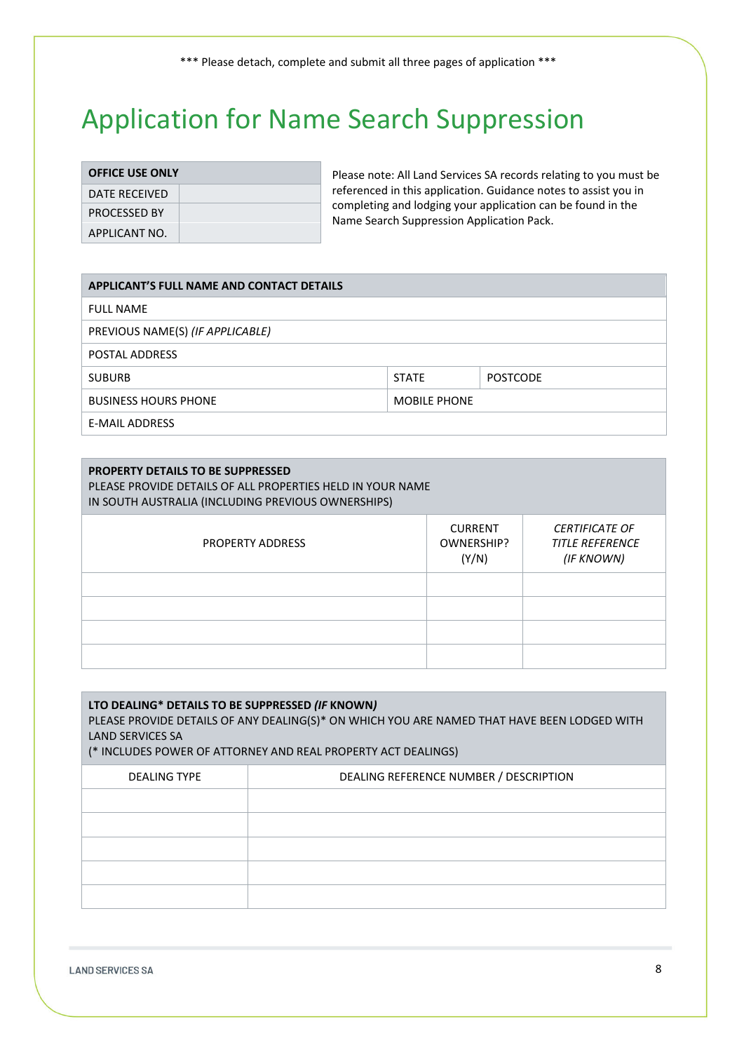\*\*\* Please detach, complete and submit all three pages of application \*\*\*

# Application for Name Search Suppression

| OFFICE USE ONLY | |
|---|---|
| DATE RECEIVED | |
| PROCESSED BY | |
| APPLICANT NO. | |

Please note: All Land Services SA records relating to you must be referenced in this application. Guidance notes to assist you in completing and lodging your application can be found in the Name Search Suppression Application Pack.

| **APPLICANT'S FULL NAME AND CONTACT DETAILS** | | |
|---|---|---|
| FULL NAME | | |
| PREVIOUS NAME(S) *(IF APPLICABLE)* | | |
| POSTAL ADDRESS | | |
| SUBURB | STATE | POSTCODE |
| BUSINESS HOURS PHONE | MOBILE PHONE | |
| E-MAIL ADDRESS | | |

**PROPERTY DETAILS TO BE SUPPRESSED**
PLEASE PROVIDE DETAILS OF ALL PROPERTIES HELD IN YOUR NAME IN SOUTH AUSTRALIA (INCLUDING PREVIOUS OWNERSHIPS)

| PROPERTY ADDRESS | CURRENT OWNERSHIP? (Y/N) | *CERTIFICATE OF TITLE REFERENCE (IF KNOWN)* |
|---|---|---|
| | | |
| | | |
| | | |
| | | |

**LTO DEALING\* DETAILS TO BE SUPPRESSED *(IF* KNOWN*)***
PLEASE PROVIDE DETAILS OF ANY DEALING(S)\* ON WHICH YOU ARE NAMED THAT HAVE BEEN LODGED WITH LAND SERVICES SA
(\* INCLUDES POWER OF ATTORNEY AND REAL PROPERTY ACT DEALINGS)

| DEALING TYPE | DEALING REFERENCE NUMBER / DESCRIPTION |
|---|---|
| | |
| | |
| | |
| | |
| | |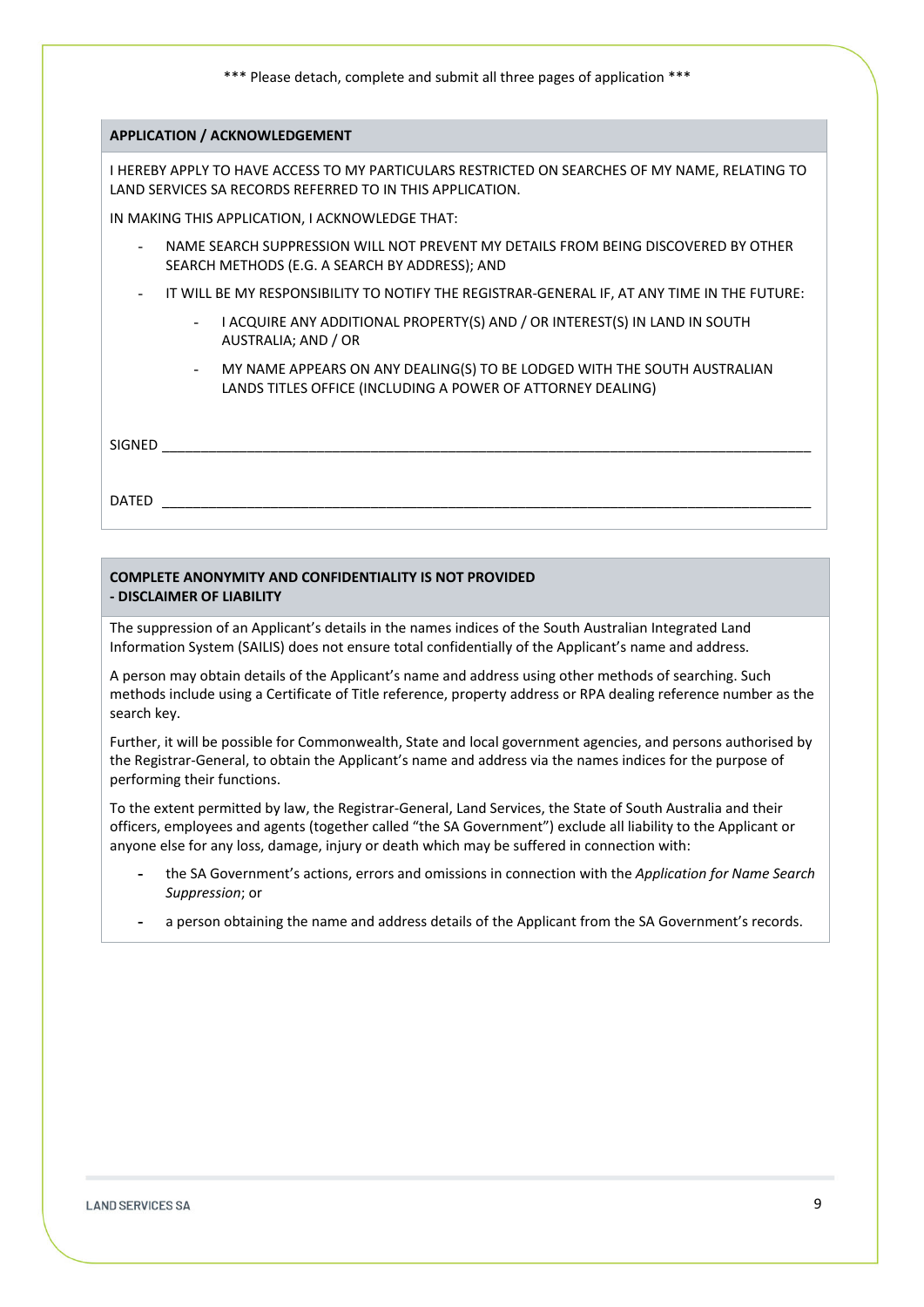\*\*\* Please detach, complete and submit all three pages of application \*\*\*

## APPLICATION / ACKNOWLEDGEMENT

I HEREBY APPLY TO HAVE ACCESS TO MY PARTICULARS RESTRICTED ON SEARCHES OF MY NAME, RELATING TO LAND SERVICES SA RECORDS REFERRED TO IN THIS APPLICATION.

IN MAKING THIS APPLICATION, I ACKNOWLEDGE THAT:

- NAME SEARCH SUPPRESSION WILL NOT PREVENT MY DETAILS FROM BEING DISCOVERED BY OTHER SEARCH METHODS (E.G. A SEARCH BY ADDRESS); AND
- IT WILL BE MY RESPONSIBILITY TO NOTIFY THE REGISTRAR-GENERAL IF, AT ANY TIME IN THE FUTURE:
  - I ACQUIRE ANY ADDITIONAL PROPERTY(S) AND / OR INTEREST(S) IN LAND IN SOUTH AUSTRALIA; AND / OR
  - MY NAME APPEARS ON ANY DEALING(S) TO BE LODGED WITH THE SOUTH AUSTRALIAN LANDS TITLES OFFICE (INCLUDING A POWER OF ATTORNEY DEALING)

SIGNED ______________________________________________________________________

DATED ______________________________________________________________________

## COMPLETE ANONYMITY AND CONFIDENTIALITY IS NOT PROVIDED - DISCLAIMER OF LIABILITY

The suppression of an Applicant's details in the names indices of the South Australian Integrated Land Information System (SAILIS) does not ensure total confidentially of the Applicant's name and address.

A person may obtain details of the Applicant's name and address using other methods of searching. Such methods include using a Certificate of Title reference, property address or RPA dealing reference number as the search key.

Further, it will be possible for Commonwealth, State and local government agencies, and persons authorised by the Registrar-General, to obtain the Applicant's name and address via the names indices for the purpose of performing their functions.

To the extent permitted by law, the Registrar-General, Land Services, the State of South Australia and their officers, employees and agents (together called "the SA Government") exclude all liability to the Applicant or anyone else for any loss, damage, injury or death which may be suffered in connection with:

- the SA Government's actions, errors and omissions in connection with the *Application for Name Search Suppression*; or
- a person obtaining the name and address details of the Applicant from the SA Government's records.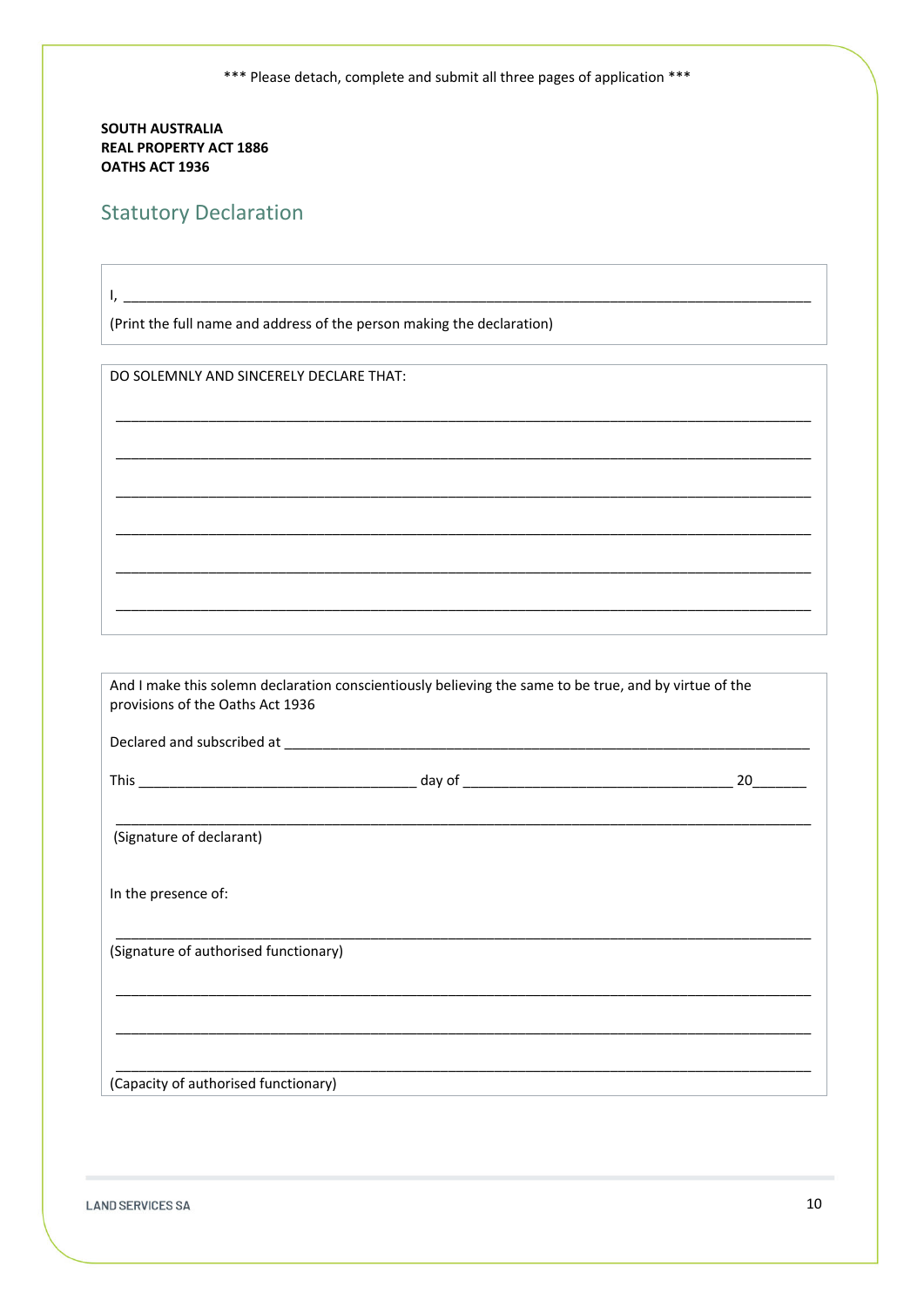\*\*\* Please detach, complete and submit all three pages of application \*\*\*

**SOUTH AUSTRALIA**
**REAL PROPERTY ACT 1886**
**OATHS ACT 1936**

## Statutory Declaration

I, ____________________________________________________________________________________

(Print the full name and address of the person making the declaration)

DO SOLEMNLY AND SINCERELY DECLARE THAT:

____________________________________________________________________________________

____________________________________________________________________________________

____________________________________________________________________________________

____________________________________________________________________________________

____________________________________________________________________________________

____________________________________________________________________________________

And I make this solemn declaration conscientiously believing the same to be true, and by virtue of the provisions of the Oaths Act 1936

Declared and subscribed at ____________________________________________________________

This ________________________________ day of ________________________________ 20_______

____________________________________________________________________________________

(Signature of declarant)

In the presence of:

____________________________________________________________________________________

(Signature of authorised functionary)

____________________________________________________________________________________

____________________________________________________________________________________

____________________________________________________________________________________

(Capacity of authorised functionary)